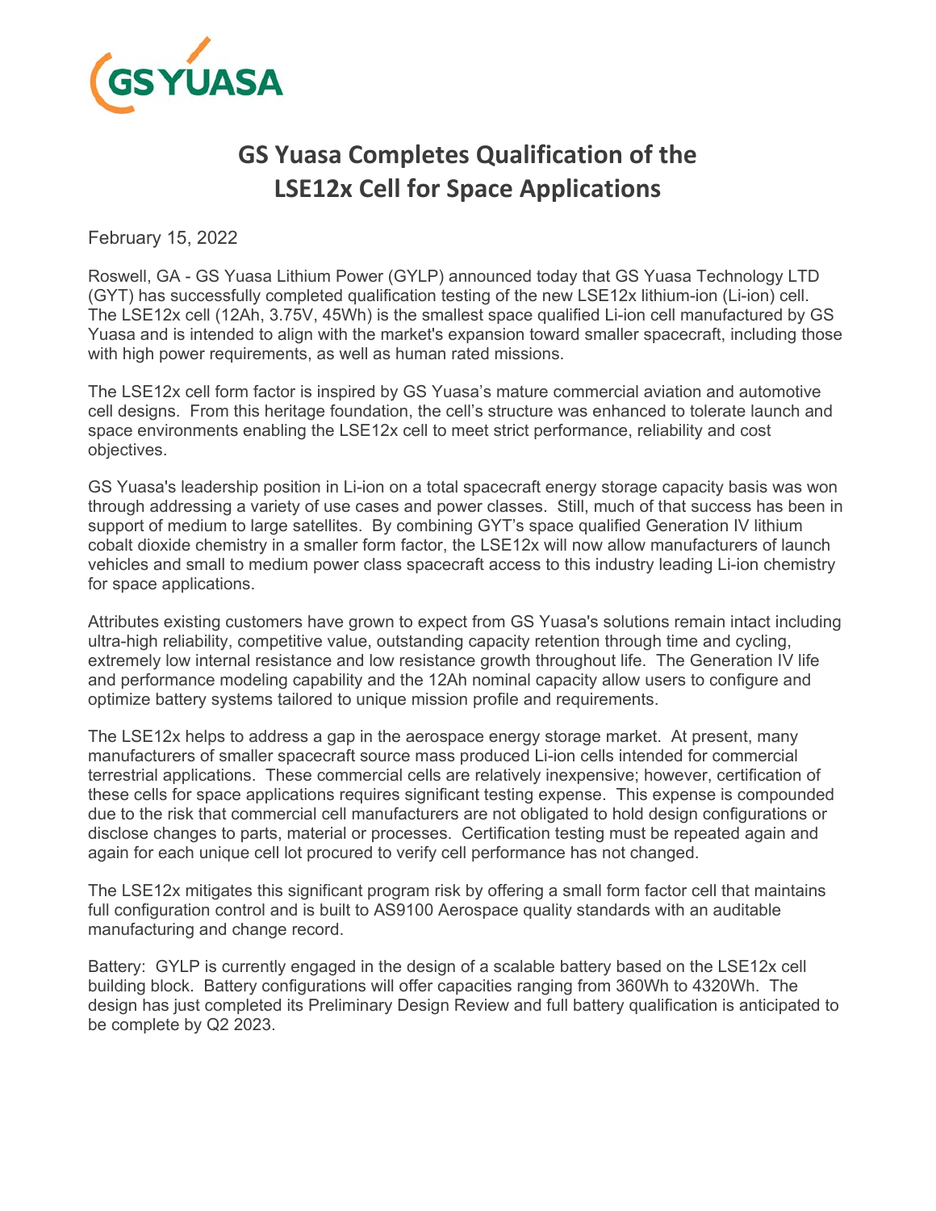# GS Yuasa Completes Qualification of the LSE12x Cell for Space Applications

February 15, 2022

Roswell, GA - GS Yuasa Lithium Power (GYLP) announced today that GS Yuasa Technology LTD (GYT) has successfully completed qualification testing of the new LSE12x lithium-ion (Li-ion) cell. The LSE12x cell (12Ah, 3.75V, 45Wh) is the smallest space qualified Li-ion cell manufactured by GS Yuasa and is intended to align with the market's expansion toward smaller spacecraft, including those with high power requirements, as well as human rated missions.

The LSE12x cell form factor is inspired by GS Yuasa's mature commercial aviation and automotive cell designs. From this heritage foundation, the cell's structure was enhanced to tolerate launch and space environments enabling the LSE12x cell to meet strict performance, reliability and cost objectives.

GS Yuasa's leadership position in Li-ion on a total spacecraft energy storage capacity basis was won through addressing a variety of use cases and power classes. Still, much of that success has been in support of medium to large satellites. By combining GYT's space qualified Generation IV lithium cobalt dioxide chemistry in a smaller form factor, the LSE12x will now allow manufacturers of launch vehicles and small to medium power class spacecraft access to this industry leading Li-ion chemistry for space applications.

Attributes existing customers have grown to expect from GS Yuasa's solutions remain intact including ultra-high reliability, competitive value, outstanding capacity retention through time and cycling, extremely low internal resistance and low resistance growth throughout life. The Generation IV life and performance modeling capability and the 12Ah nominal capacity allow users to configure and optimize battery systems tailored to unique mission profile and requirements.

The LSE12x helps to address a gap in the aerospace energy storage market. At present, many manufacturers of smaller spacecraft source mass produced Li-ion cells intended for commercial terrestrial applications. These commercial cells are relatively inexpensive; however, certification of these cells for space applications requires significant testing expense. This expense is compounded due to the risk that commercial cell manufacturers are not obligated to hold design configurations or disclose changes to parts, material or processes. Certification testing must be repeated again and again for each unique cell lot procured to verify cell performance has not changed.

The LSE12x mitigates this significant program risk by offering a small form factor cell that maintains full configuration control and is built to AS9100 Aerospace quality standards with an auditable manufacturing and change record.

Battery: GYLP is currently engaged in the design of a scalable battery based on the LSE12x cell building block. Battery configurations will offer capacities ranging from 360Wh to 4320Wh. The design has just completed its Preliminary Design Review and full battery qualification is anticipated to be complete by Q2 2023.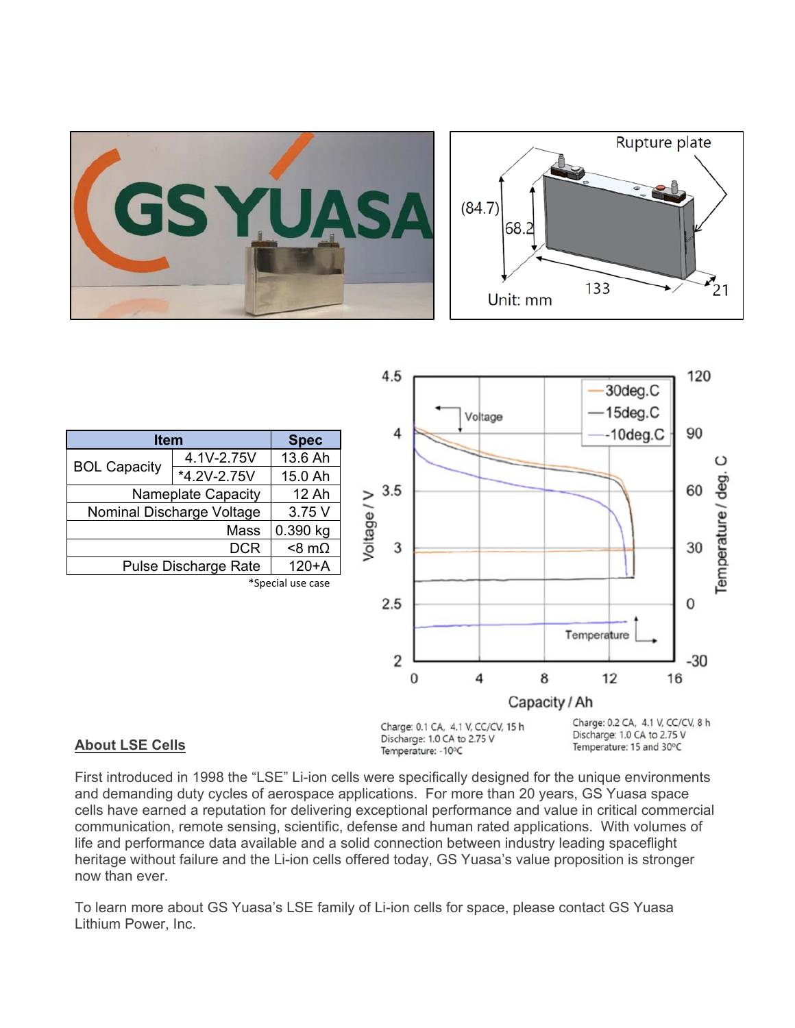| Item | | Spec |
|---|---|---|
| BOL Capacity | 4.1V-2.75V | 13.6 Ah |
| | *4.2V-2.75V | 15.0 Ah |
| Nameplate Capacity | | 12 Ah |
| Nominal Discharge Voltage | | 3.75 V |
| Mass | | 0.390 kg |
| DCR | | <8 mΩ |
| Pulse Discharge Rate | | 120+A |

*Special use case

Charge: 0.1 CA, 4.1 V, CC/CV, 15 h
Discharge: 1.0 CA to 2.75 V
Temperature: -10°C

Charge: 0.2 CA, 4.1 V, CC/CV, 8 h
Discharge: 1.0 CA to 2.75 V
Temperature: 15 and 30°C

**About LSE Cells**

First introduced in 1998 the "LSE" Li-ion cells were specifically designed for the unique environments and demanding duty cycles of aerospace applications. For more than 20 years, GS Yuasa space cells have earned a reputation for delivering exceptional performance and value in critical commercial communication, remote sensing, scientific, defense and human rated applications. With volumes of life and performance data available and a solid connection between industry leading spaceflight heritage without failure and the Li-ion cells offered today, GS Yuasa's value proposition is stronger now than ever.

To learn more about GS Yuasa's LSE family of Li-ion cells for space, please contact GS Yuasa Lithium Power, Inc.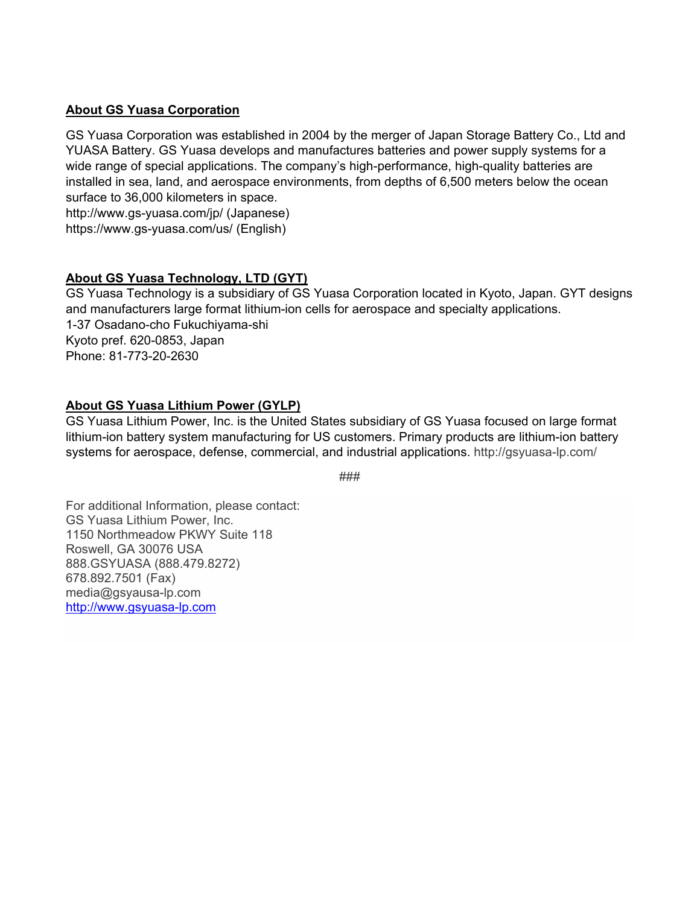**About GS Yuasa Corporation**

GS Yuasa Corporation was established in 2004 by the merger of Japan Storage Battery Co., Ltd and YUASA Battery. GS Yuasa develops and manufactures batteries and power supply systems for a wide range of special applications. The company's high-performance, high-quality batteries are installed in sea, land, and aerospace environments, from depths of 6,500 meters below the ocean surface to 36,000 kilometers in space.
http://www.gs-yuasa.com/jp/ (Japanese)
https://www.gs-yuasa.com/us/ (English)

**About GS Yuasa Technology, LTD (GYT)**

GS Yuasa Technology is a subsidiary of GS Yuasa Corporation located in Kyoto, Japan. GYT designs and manufacturers large format lithium-ion cells for aerospace and specialty applications.
1-37 Osadano-cho Fukuchiyama-shi
Kyoto pref. 620-0853, Japan
Phone: 81-773-20-2630

**About GS Yuasa Lithium Power (GYLP)**

GS Yuasa Lithium Power, Inc. is the United States subsidiary of GS Yuasa focused on large format lithium-ion battery system manufacturing for US customers. Primary products are lithium-ion battery systems for aerospace, defense, commercial, and industrial applications. http://gsyuasa-lp.com/

###

For additional Information, please contact:
GS Yuasa Lithium Power, Inc.
1150 Northmeadow PKWY Suite 118
Roswell, GA 30076 USA
888.GSYUASA (888.479.8272)
678.892.7501 (Fax)
media@gsyausa-lp.com
http://www.gsyuasa-lp.com